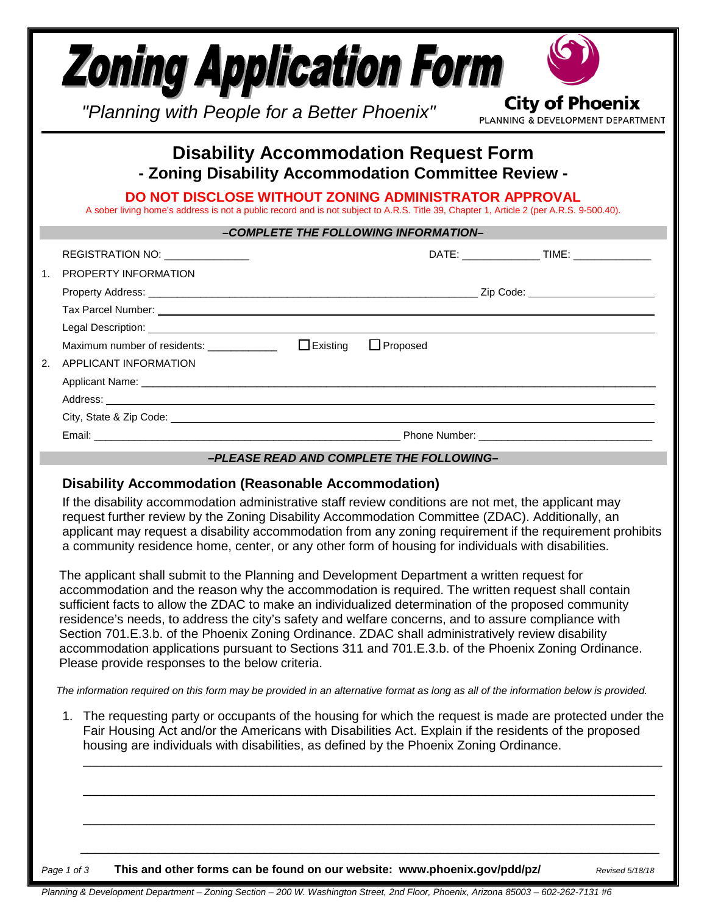# Zoning Application Form

*"Planning with People for a Better Phoenix"*

**City of Phoenix**
PLANNING & DEVELOPMENT DEPARTMENT

## Disability Accommodation Request Form
### - Zoning Disability Accommodation Committee Review -

**DO NOT DISCLOSE WITHOUT ZONING ADMINISTRATOR APPROVAL**

A sober living home's address is not a public record and is not subject to A.R.S. Title 39, Chapter 1, Article 2 (per A.R.S. 9-500.40).

***–COMPLETE THE FOLLOWING INFORMATION–***

REGISTRATION NO: ______________ DATE: _____________ TIME: _____________

1. PROPERTY INFORMATION

   Property Address: ________________________________________ Zip Code: ____________________

   Tax Parcel Number: ________________________________________

   Legal Description: ________________________________________

   Maximum number of residents: ____________ ☐ Existing ☐ Proposed

2. APPLICANT INFORMATION

   Applicant Name: ________________________________________

   Address: ________________________________________

   City, State & Zip Code: ________________________________________

   Email: ______________________________ Phone Number: ______________________________

***–PLEASE READ AND COMPLETE THE FOLLOWING–***

### Disability Accommodation (Reasonable Accommodation)

If the disability accommodation administrative staff review conditions are not met, the applicant may request further review by the Zoning Disability Accommodation Committee (ZDAC). Additionally, an applicant may request a disability accommodation from any zoning requirement if the requirement prohibits a community residence home, center, or any other form of housing for individuals with disabilities.

The applicant shall submit to the Planning and Development Department a written request for accommodation and the reason why the accommodation is required. The written request shall contain sufficient facts to allow the ZDAC to make an individualized determination of the proposed community residence's needs, to address the city's safety and welfare concerns, and to assure compliance with Section 701.E.3.b. of the Phoenix Zoning Ordinance. ZDAC shall administratively review disability accommodation applications pursuant to Sections 311 and 701.E.3.b. of the Phoenix Zoning Ordinance. Please provide responses to the below criteria.

*The information required on this form may be provided in an alternative format as long as all of the information below is provided.*

1. The requesting party or occupants of the housing for which the request is made are protected under the Fair Housing Act and/or the Americans with Disabilities Act. Explain if the residents of the proposed housing are individuals with disabilities, as defined by the Phoenix Zoning Ordinance.

   ________________________________________________________________________________

   ________________________________________________________________________________

   ________________________________________________________________________________

   ________________________________________________________________________________

**This and other forms can be found on our website: www.phoenix.gov/pdd/pz/**

*Revised 5/18/18*

*Planning & Development Department – Zoning Section – 200 W. Washington Street, 2nd Floor, Phoenix, Arizona 85003 – 602-262-7131 #6*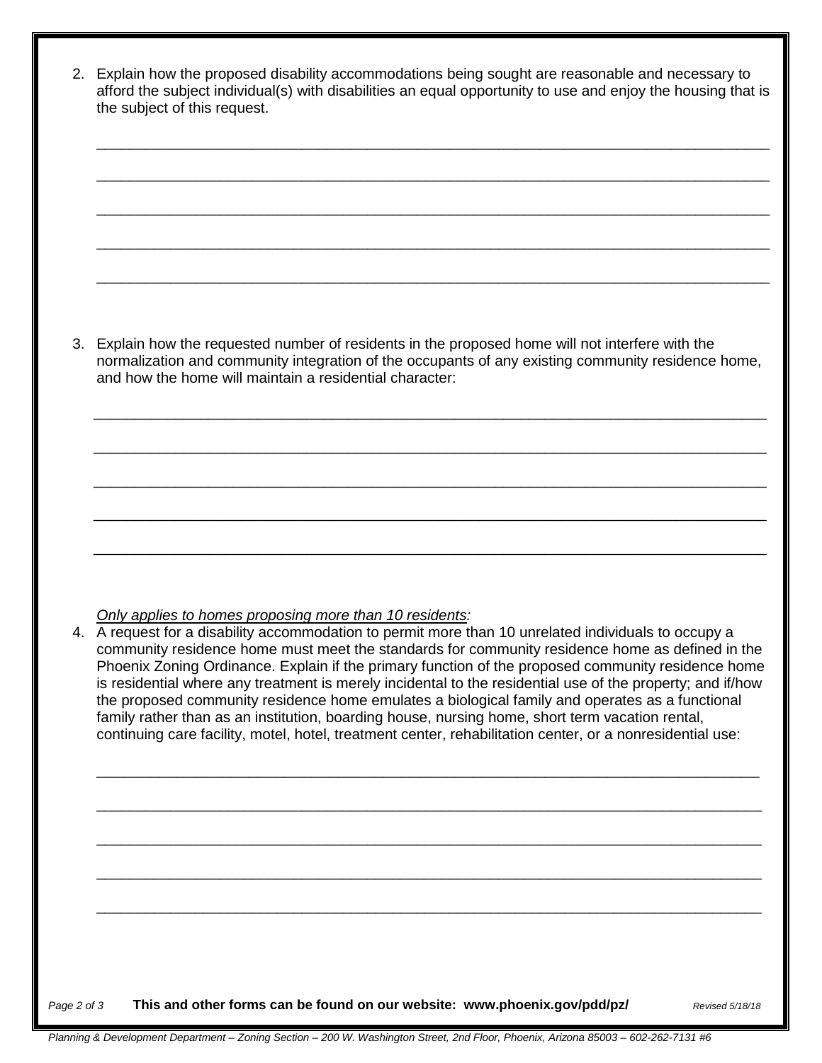2. Explain how the proposed disability accommodations being sought are reasonable and necessary to afford the subject individual(s) with disabilities an equal opportunity to use and enjoy the housing that is the subject of this request.

_______________________________________________________________________________

_______________________________________________________________________________

_______________________________________________________________________________

_______________________________________________________________________________

_______________________________________________________________________________

3. Explain how the requested number of residents in the proposed home will not interfere with the normalization and community integration of the occupants of any existing community residence home, and how the home will maintain a residential character:

_______________________________________________________________________________

_______________________________________________________________________________

_______________________________________________________________________________

_______________________________________________________________________________

_______________________________________________________________________________

*Only applies to homes proposing more than 10 residents:*

4. A request for a disability accommodation to permit more than 10 unrelated individuals to occupy a community residence home must meet the standards for community residence home as defined in the Phoenix Zoning Ordinance. Explain if the primary function of the proposed community residence home is residential where any treatment is merely incidental to the residential use of the property; and if/how the proposed community residence home emulates a biological family and operates as a functional family rather than as an institution, boarding house, nursing home, short term vacation rental, continuing care facility, motel, hotel, treatment center, rehabilitation center, or a nonresidential use:

_______________________________________________________________________________

_______________________________________________________________________________

_______________________________________________________________________________

_______________________________________________________________________________

_______________________________________________________________________________

**This and other forms can be found on our website: www.phoenix.gov/pdd/pz/**

*Revised 5/18/18*

*Planning & Development Department – Zoning Section – 200 W. Washington Street, 2nd Floor, Phoenix, Arizona 85003 – 602-262-7131 #6*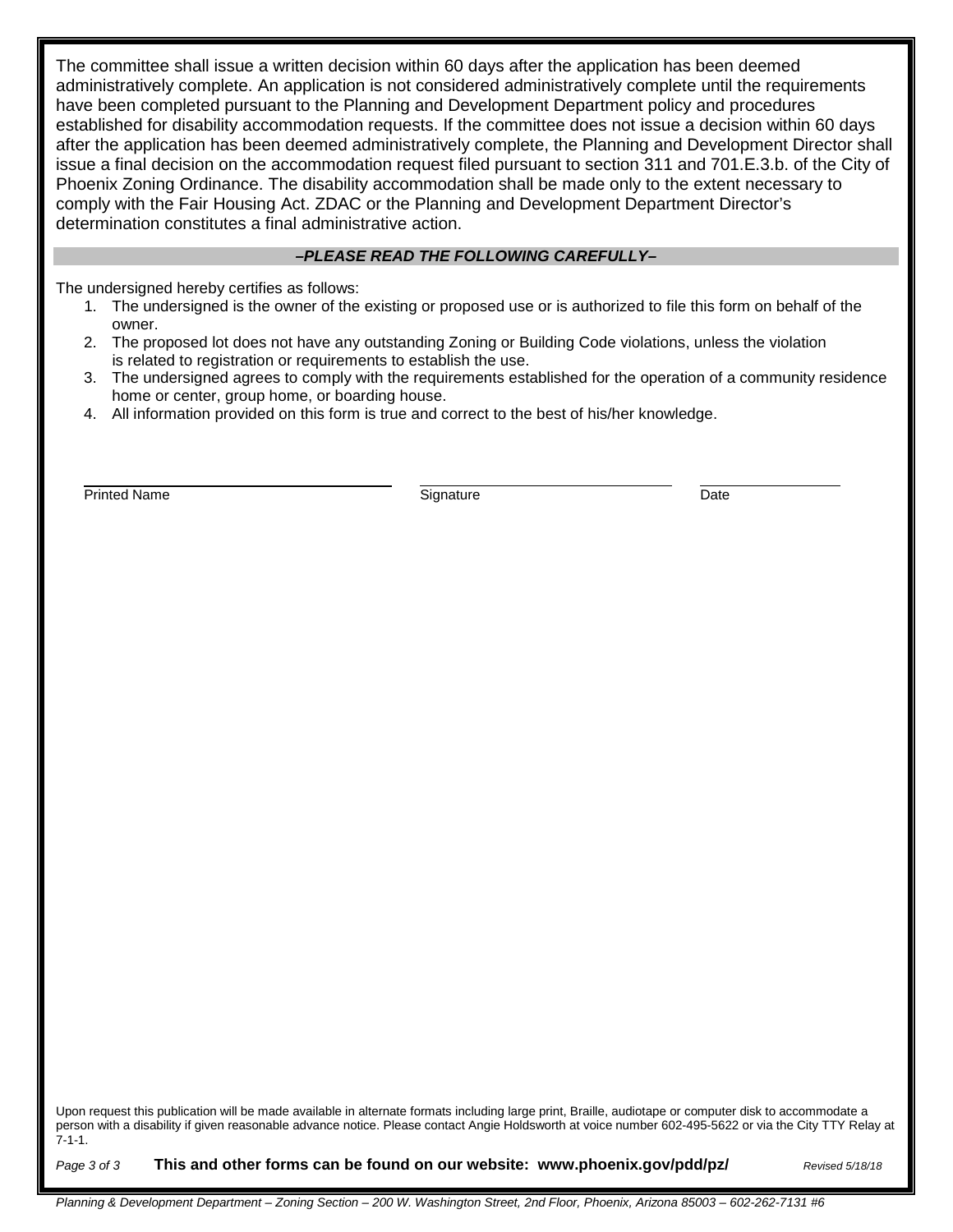The committee shall issue a written decision within 60 days after the application has been deemed administratively complete. An application is not considered administratively complete until the requirements have been completed pursuant to the Planning and Development Department policy and procedures established for disability accommodation requests. If the committee does not issue a decision within 60 days after the application has been deemed administratively complete, the Planning and Development Director shall issue a final decision on the accommodation request filed pursuant to section 311 and 701.E.3.b. of the City of Phoenix Zoning Ordinance. The disability accommodation shall be made only to the extent necessary to comply with the Fair Housing Act. ZDAC or the Planning and Development Department Director's determination constitutes a final administrative action.

***–PLEASE READ THE FOLLOWING CAREFULLY–***

The undersigned hereby certifies as follows:

1. The undersigned is the owner of the existing or proposed use or is authorized to file this form on behalf of the owner.
2. The proposed lot does not have any outstanding Zoning or Building Code violations, unless the violation is related to registration or requirements to establish the use.
3. The undersigned agrees to comply with the requirements established for the operation of a community residence home or center, group home, or boarding house.
4. All information provided on this form is true and correct to the best of his/her knowledge.

Printed Name ______________________ Signature ______________________ Date ____________

Upon request this publication will be made available in alternate formats including large print, Braille, audiotape or computer disk to accommodate a person with a disability if given reasonable advance notice. Please contact Angie Holdsworth at voice number 602-495-5622 or via the City TTY Relay at 7-1-1.

**This and other forms can be found on our website: www.phoenix.gov/pdd/pz/**

*Revised 5/18/18*

*Planning & Development Department – Zoning Section – 200 W. Washington Street, 2nd Floor, Phoenix, Arizona 85003 – 602-262-7131 #6*